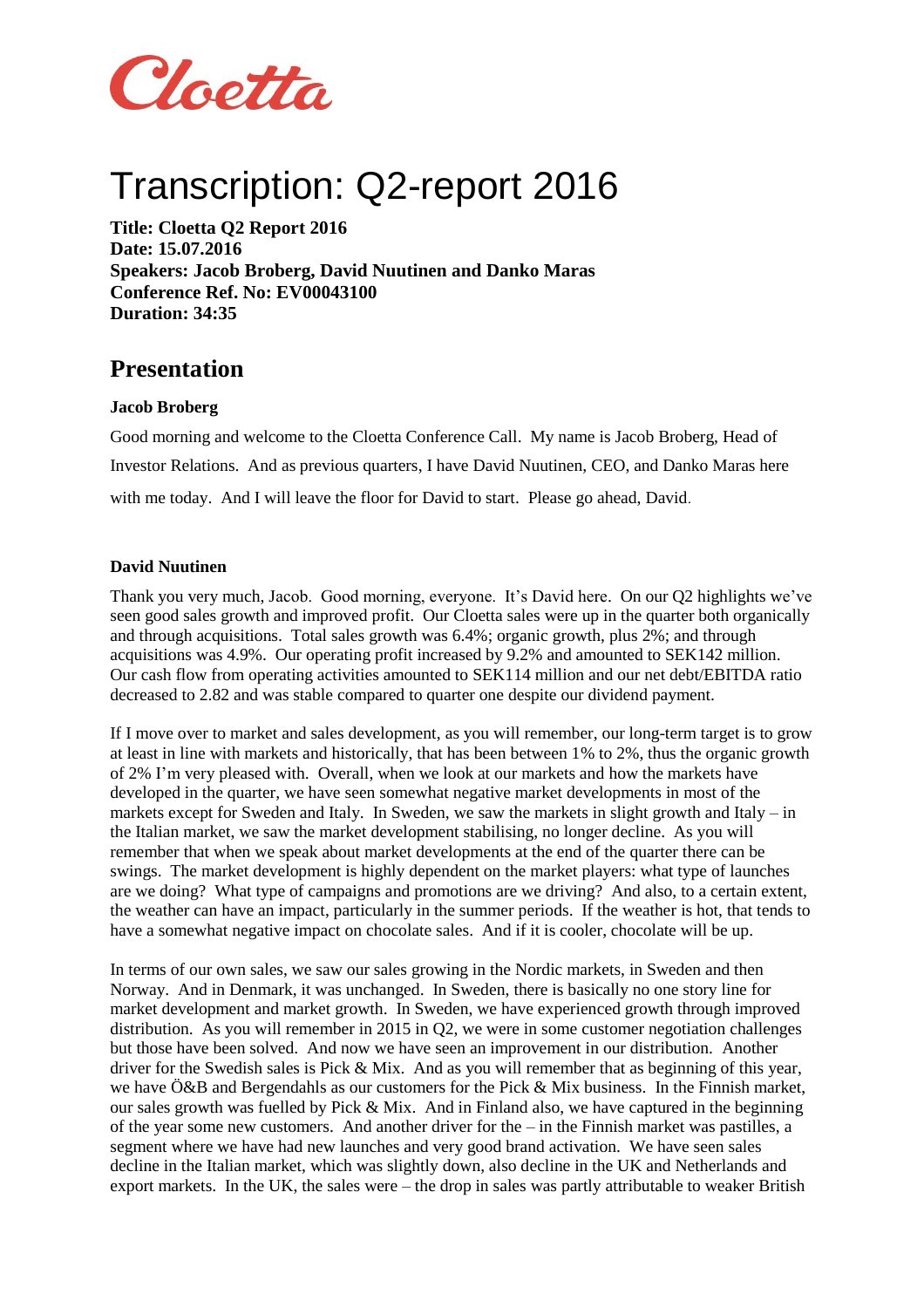Cloetta

# Transcription: Q2-report 2016

**Title: Cloetta Q2 Report 2016**
**Date: 15.07.2016**
**Speakers: Jacob Broberg, David Nuutinen and Danko Maras**
**Conference Ref. No: EV00043100**
**Duration: 34:35**

## Presentation

**Jacob Broberg**

Good morning and welcome to the Cloetta Conference Call. My name is Jacob Broberg, Head of Investor Relations. And as previous quarters, I have David Nuutinen, CEO, and Danko Maras here with me today. And I will leave the floor for David to start. Please go ahead, David.

**David Nuutinen**

Thank you very much, Jacob. Good morning, everyone. It's David here. On our Q2 highlights we've seen good sales growth and improved profit. Our Cloetta sales were up in the quarter both organically and through acquisitions. Total sales growth was 6.4%; organic growth, plus 2%; and through acquisitions was 4.9%. Our operating profit increased by 9.2% and amounted to SEK142 million. Our cash flow from operating activities amounted to SEK114 million and our net debt/EBITDA ratio decreased to 2.82 and was stable compared to quarter one despite our dividend payment.

If I move over to market and sales development, as you will remember, our long-term target is to grow at least in line with markets and historically, that has been between 1% to 2%, thus the organic growth of 2% I'm very pleased with. Overall, when we look at our markets and how the markets have developed in the quarter, we have seen somewhat negative market developments in most of the markets except for Sweden and Italy. In Sweden, we saw the markets in slight growth and Italy – in the Italian market, we saw the market development stabilising, no longer decline. As you will remember that when we speak about market developments at the end of the quarter there can be swings. The market development is highly dependent on the market players: what type of launches are we doing? What type of campaigns and promotions are we driving? And also, to a certain extent, the weather can have an impact, particularly in the summer periods. If the weather is hot, that tends to have a somewhat negative impact on chocolate sales. And if it is cooler, chocolate will be up.

In terms of our own sales, we saw our sales growing in the Nordic markets, in Sweden and then Norway. And in Denmark, it was unchanged. In Sweden, there is basically no one story line for market development and market growth. In Sweden, we have experienced growth through improved distribution. As you will remember in 2015 in Q2, we were in some customer negotiation challenges but those have been solved. And now we have seen an improvement in our distribution. Another driver for the Swedish sales is Pick & Mix. And as you will remember that as beginning of this year, we have Ö&B and Bergendahls as our customers for the Pick & Mix business. In the Finnish market, our sales growth was fuelled by Pick & Mix. And in Finland also, we have captured in the beginning of the year some new customers. And another driver for the – in the Finnish market was pastilles, a segment where we have had new launches and very good brand activation. We have seen sales decline in the Italian market, which was slightly down, also decline in the UK and Netherlands and export markets. In the UK, the sales were – the drop in sales was partly attributable to weaker British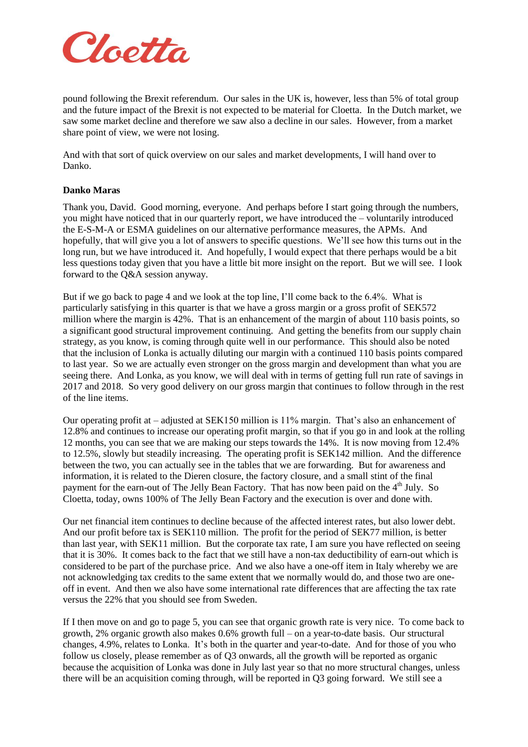pound following the Brexit referendum. Our sales in the UK is, however, less than 5% of total group and the future impact of the Brexit is not expected to be material for Cloetta. In the Dutch market, we saw some market decline and therefore we saw also a decline in our sales. However, from a market share point of view, we were not losing.

And with that sort of quick overview on our sales and market developments, I will hand over to Danko.

**Danko Maras**

Thank you, David. Good morning, everyone. And perhaps before I start going through the numbers, you might have noticed that in our quarterly report, we have introduced the – voluntarily introduced the E-S-M-A or ESMA guidelines on our alternative performance measures, the APMs. And hopefully, that will give you a lot of answers to specific questions. We'll see how this turns out in the long run, but we have introduced it. And hopefully, I would expect that there perhaps would be a bit less questions today given that you have a little bit more insight on the report. But we will see. I look forward to the Q&A session anyway.

But if we go back to page 4 and we look at the top line, I'll come back to the 6.4%. What is particularly satisfying in this quarter is that we have a gross margin or a gross profit of SEK572 million where the margin is 42%. That is an enhancement of the margin of about 110 basis points, so a significant good structural improvement continuing. And getting the benefits from our supply chain strategy, as you know, is coming through quite well in our performance. This should also be noted that the inclusion of Lonka is actually diluting our margin with a continued 110 basis points compared to last year. So we are actually even stronger on the gross margin and development than what you are seeing there. And Lonka, as you know, we will deal with in terms of getting full run rate of savings in 2017 and 2018. So very good delivery on our gross margin that continues to follow through in the rest of the line items.

Our operating profit at – adjusted at SEK150 million is 11% margin. That's also an enhancement of 12.8% and continues to increase our operating profit margin, so that if you go in and look at the rolling 12 months, you can see that we are making our steps towards the 14%. It is now moving from 12.4% to 12.5%, slowly but steadily increasing. The operating profit is SEK142 million. And the difference between the two, you can actually see in the tables that we are forwarding. But for awareness and information, it is related to the Dieren closure, the factory closure, and a small stint of the final payment for the earn-out of The Jelly Bean Factory. That has now been paid on the 4th July. So Cloetta, today, owns 100% of The Jelly Bean Factory and the execution is over and done with.

Our net financial item continues to decline because of the affected interest rates, but also lower debt. And our profit before tax is SEK110 million. The profit for the period of SEK77 million, is better than last year, with SEK11 million. But the corporate tax rate, I am sure you have reflected on seeing that it is 30%. It comes back to the fact that we still have a non-tax deductibility of earn-out which is considered to be part of the purchase price. And we also have a one-off item in Italy whereby we are not acknowledging tax credits to the same extent that we normally would do, and those two are one-off in event. And then we also have some international rate differences that are affecting the tax rate versus the 22% that you should see from Sweden.

If I then move on and go to page 5, you can see that organic growth rate is very nice. To come back to growth, 2% organic growth also makes 0.6% growth full – on a year-to-date basis. Our structural changes, 4.9%, relates to Lonka. It's both in the quarter and year-to-date. And for those of you who follow us closely, please remember as of Q3 onwards, all the growth will be reported as organic because the acquisition of Lonka was done in July last year so that no more structural changes, unless there will be an acquisition coming through, will be reported in Q3 going forward. We still see a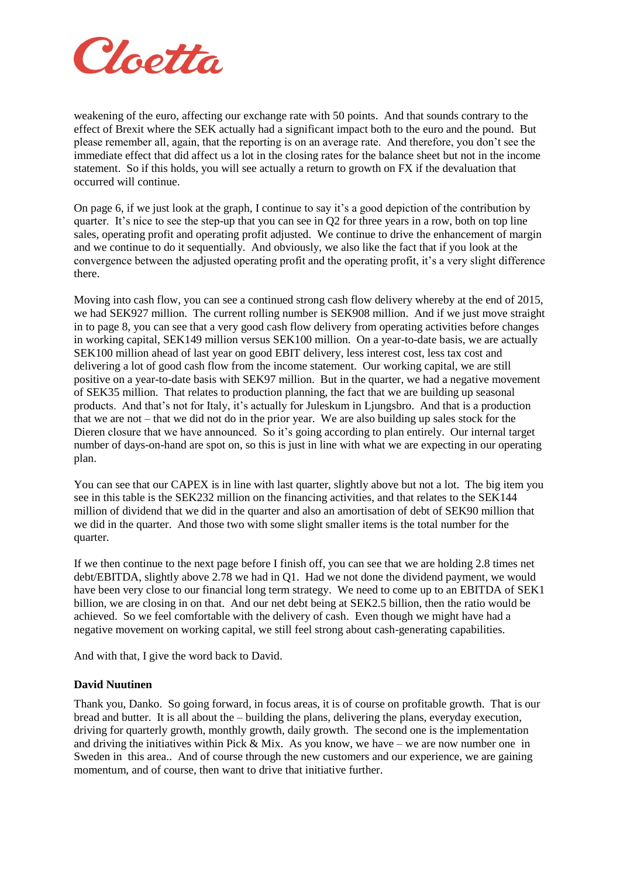weakening of the euro, affecting our exchange rate with 50 points. And that sounds contrary to the effect of Brexit where the SEK actually had a significant impact both to the euro and the pound. But please remember all, again, that the reporting is on an average rate. And therefore, you don't see the immediate effect that did affect us a lot in the closing rates for the balance sheet but not in the income statement. So if this holds, you will see actually a return to growth on FX if the devaluation that occurred will continue.

On page 6, if we just look at the graph, I continue to say it's a good depiction of the contribution by quarter. It's nice to see the step-up that you can see in Q2 for three years in a row, both on top line sales, operating profit and operating profit adjusted. We continue to drive the enhancement of margin and we continue to do it sequentially. And obviously, we also like the fact that if you look at the convergence between the adjusted operating profit and the operating profit, it's a very slight difference there.

Moving into cash flow, you can see a continued strong cash flow delivery whereby at the end of 2015, we had SEK927 million. The current rolling number is SEK908 million. And if we just move straight in to page 8, you can see that a very good cash flow delivery from operating activities before changes in working capital, SEK149 million versus SEK100 million. On a year-to-date basis, we are actually SEK100 million ahead of last year on good EBIT delivery, less interest cost, less tax cost and delivering a lot of good cash flow from the income statement. Our working capital, we are still positive on a year-to-date basis with SEK97 million. But in the quarter, we had a negative movement of SEK35 million. That relates to production planning, the fact that we are building up seasonal products. And that's not for Italy, it's actually for Juleskum in Ljungsbro. And that is a production that we are not – that we did not do in the prior year. We are also building up sales stock for the Dieren closure that we have announced. So it's going according to plan entirely. Our internal target number of days-on-hand are spot on, so this is just in line with what we are expecting in our operating plan.

You can see that our CAPEX is in line with last quarter, slightly above but not a lot. The big item you see in this table is the SEK232 million on the financing activities, and that relates to the SEK144 million of dividend that we did in the quarter and also an amortisation of debt of SEK90 million that we did in the quarter. And those two with some slight smaller items is the total number for the quarter.

If we then continue to the next page before I finish off, you can see that we are holding 2.8 times net debt/EBITDA, slightly above 2.78 we had in Q1. Had we not done the dividend payment, we would have been very close to our financial long term strategy. We need to come up to an EBITDA of SEK1 billion, we are closing in on that. And our net debt being at SEK2.5 billion, then the ratio would be achieved. So we feel comfortable with the delivery of cash. Even though we might have had a negative movement on working capital, we still feel strong about cash-generating capabilities.

And with that, I give the word back to David.

**David Nuutinen**

Thank you, Danko. So going forward, in focus areas, it is of course on profitable growth. That is our bread and butter. It is all about the – building the plans, delivering the plans, everyday execution, driving for quarterly growth, monthly growth, daily growth. The second one is the implementation and driving the initiatives within Pick & Mix. As you know, we have – we are now number one in Sweden in this area.. And of course through the new customers and our experience, we are gaining momentum, and of course, then want to drive that initiative further.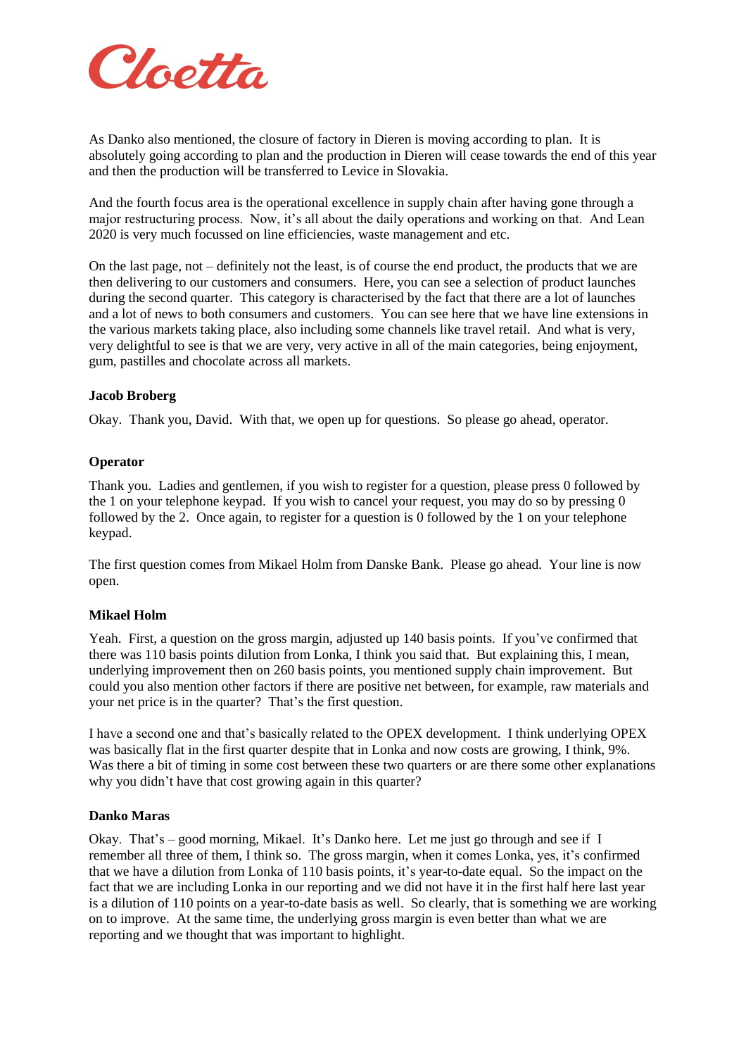As Danko also mentioned, the closure of factory in Dieren is moving according to plan. It is absolutely going according to plan and the production in Dieren will cease towards the end of this year and then the production will be transferred to Levice in Slovakia.

And the fourth focus area is the operational excellence in supply chain after having gone through a major restructuring process. Now, it's all about the daily operations and working on that. And Lean 2020 is very much focussed on line efficiencies, waste management and etc.

On the last page, not – definitely not the least, is of course the end product, the products that we are then delivering to our customers and consumers. Here, you can see a selection of product launches during the second quarter. This category is characterised by the fact that there are a lot of launches and a lot of news to both consumers and customers. You can see here that we have line extensions in the various markets taking place, also including some channels like travel retail. And what is very, very delightful to see is that we are very, very active in all of the main categories, being enjoyment, gum, pastilles and chocolate across all markets.

**Jacob Broberg**

Okay. Thank you, David. With that, we open up for questions. So please go ahead, operator.

**Operator**

Thank you. Ladies and gentlemen, if you wish to register for a question, please press 0 followed by the 1 on your telephone keypad. If you wish to cancel your request, you may do so by pressing 0 followed by the 2. Once again, to register for a question is 0 followed by the 1 on your telephone keypad.

The first question comes from Mikael Holm from Danske Bank. Please go ahead. Your line is now open.

**Mikael Holm**

Yeah. First, a question on the gross margin, adjusted up 140 basis points. If you've confirmed that there was 110 basis points dilution from Lonka, I think you said that. But explaining this, I mean, underlying improvement then on 260 basis points, you mentioned supply chain improvement. But could you also mention other factors if there are positive net between, for example, raw materials and your net price is in the quarter? That's the first question.

I have a second one and that's basically related to the OPEX development. I think underlying OPEX was basically flat in the first quarter despite that in Lonka and now costs are growing, I think, 9%. Was there a bit of timing in some cost between these two quarters or are there some other explanations why you didn't have that cost growing again in this quarter?

**Danko Maras**

Okay. That's – good morning, Mikael. It's Danko here. Let me just go through and see if I remember all three of them, I think so. The gross margin, when it comes Lonka, yes, it's confirmed that we have a dilution from Lonka of 110 basis points, it's year-to-date equal. So the impact on the fact that we are including Lonka in our reporting and we did not have it in the first half here last year is a dilution of 110 points on a year-to-date basis as well. So clearly, that is something we are working on to improve. At the same time, the underlying gross margin is even better than what we are reporting and we thought that was important to highlight.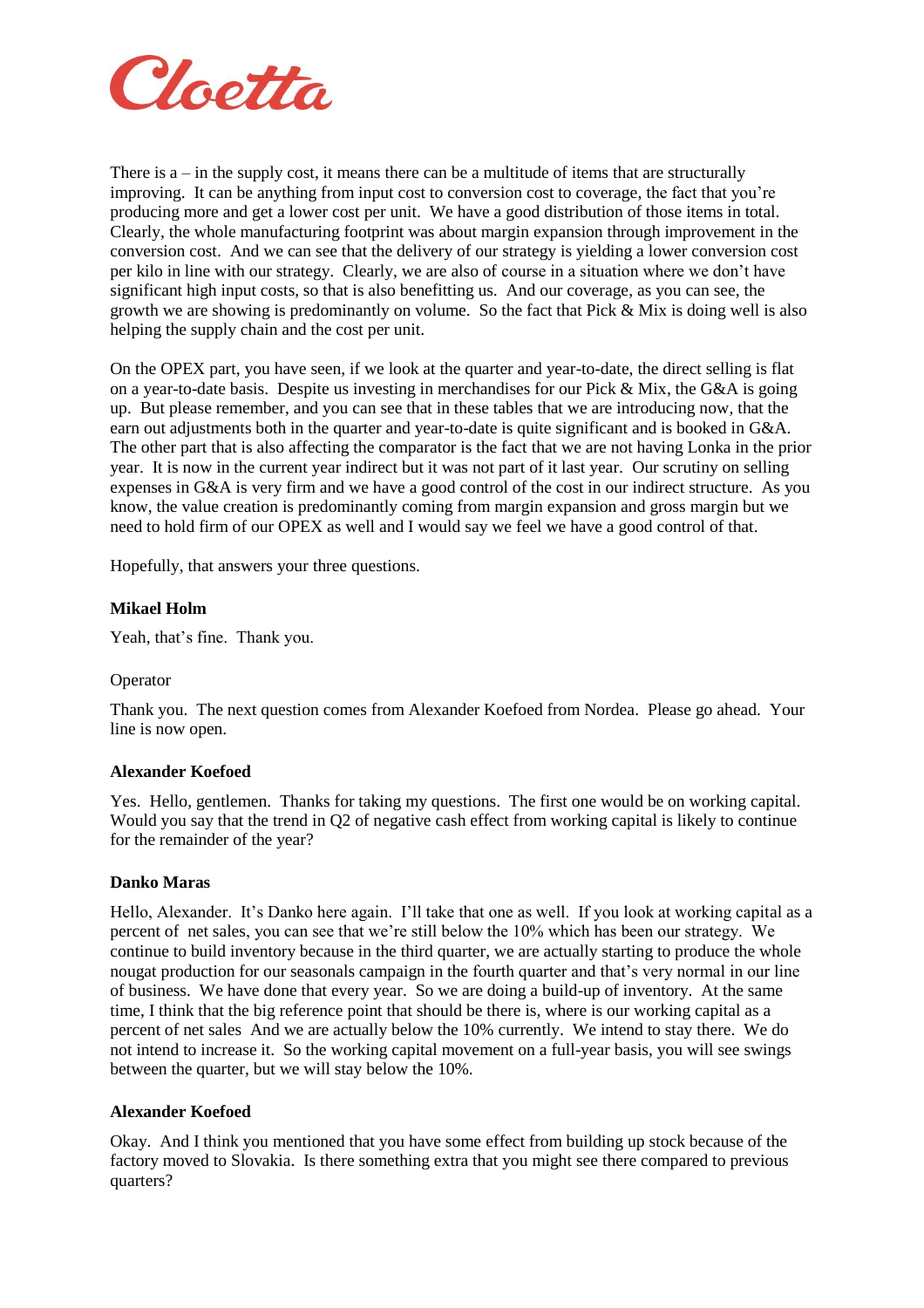There is a – in the supply cost, it means there can be a multitude of items that are structurally improving. It can be anything from input cost to conversion cost to coverage, the fact that you're producing more and get a lower cost per unit. We have a good distribution of those items in total. Clearly, the whole manufacturing footprint was about margin expansion through improvement in the conversion cost. And we can see that the delivery of our strategy is yielding a lower conversion cost per kilo in line with our strategy. Clearly, we are also of course in a situation where we don't have significant high input costs, so that is also benefitting us. And our coverage, as you can see, the growth we are showing is predominantly on volume. So the fact that Pick & Mix is doing well is also helping the supply chain and the cost per unit.

On the OPEX part, you have seen, if we look at the quarter and year-to-date, the direct selling is flat on a year-to-date basis. Despite us investing in merchandises for our Pick & Mix, the G&A is going up. But please remember, and you can see that in these tables that we are introducing now, that the earn out adjustments both in the quarter and year-to-date is quite significant and is booked in G&A. The other part that is also affecting the comparator is the fact that we are not having Lonka in the prior year. It is now in the current year indirect but it was not part of it last year. Our scrutiny on selling expenses in G&A is very firm and we have a good control of the cost in our indirect structure. As you know, the value creation is predominantly coming from margin expansion and gross margin but we need to hold firm of our OPEX as well and I would say we feel we have a good control of that.

Hopefully, that answers your three questions.

**Mikael Holm**

Yeah, that's fine. Thank you.

Operator

Thank you. The next question comes from Alexander Koefoed from Nordea. Please go ahead. Your line is now open.

**Alexander Koefoed**

Yes. Hello, gentlemen. Thanks for taking my questions. The first one would be on working capital. Would you say that the trend in Q2 of negative cash effect from working capital is likely to continue for the remainder of the year?

**Danko Maras**

Hello, Alexander. It's Danko here again. I'll take that one as well. If you look at working capital as a percent of net sales, you can see that we're still below the 10% which has been our strategy. We continue to build inventory because in the third quarter, we are actually starting to produce the whole nougat production for our seasonals campaign in the fourth quarter and that's very normal in our line of business. We have done that every year. So we are doing a build-up of inventory. At the same time, I think that the big reference point that should be there is, where is our working capital as a percent of net sales And we are actually below the 10% currently. We intend to stay there. We do not intend to increase it. So the working capital movement on a full-year basis, you will see swings between the quarter, but we will stay below the 10%.

**Alexander Koefoed**

Okay. And I think you mentioned that you have some effect from building up stock because of the factory moved to Slovakia. Is there something extra that you might see there compared to previous quarters?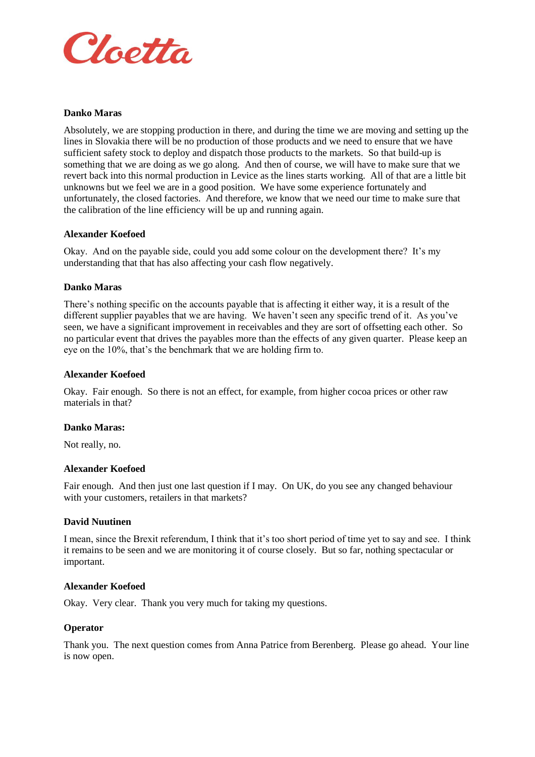**Danko Maras**

Absolutely, we are stopping production in there, and during the time we are moving and setting up the lines in Slovakia there will be no production of those products and we need to ensure that we have sufficient safety stock to deploy and dispatch those products to the markets. So that build-up is something that we are doing as we go along. And then of course, we will have to make sure that we revert back into this normal production in Levice as the lines starts working. All of that are a little bit unknowns but we feel we are in a good position. We have some experience fortunately and unfortunately, the closed factories. And therefore, we know that we need our time to make sure that the calibration of the line efficiency will be up and running again.

**Alexander Koefoed**

Okay. And on the payable side, could you add some colour on the development there? It's my understanding that that has also affecting your cash flow negatively.

**Danko Maras**

There's nothing specific on the accounts payable that is affecting it either way, it is a result of the different supplier payables that we are having. We haven't seen any specific trend of it. As you've seen, we have a significant improvement in receivables and they are sort of offsetting each other. So no particular event that drives the payables more than the effects of any given quarter. Please keep an eye on the 10%, that's the benchmark that we are holding firm to.

**Alexander Koefoed**

Okay. Fair enough. So there is not an effect, for example, from higher cocoa prices or other raw materials in that?

**Danko Maras:**

Not really, no.

**Alexander Koefoed**

Fair enough. And then just one last question if I may. On UK, do you see any changed behaviour with your customers, retailers in that markets?

**David Nuutinen**

I mean, since the Brexit referendum, I think that it's too short period of time yet to say and see. I think it remains to be seen and we are monitoring it of course closely. But so far, nothing spectacular or important.

**Alexander Koefoed**

Okay. Very clear. Thank you very much for taking my questions.

**Operator**

Thank you. The next question comes from Anna Patrice from Berenberg. Please go ahead. Your line is now open.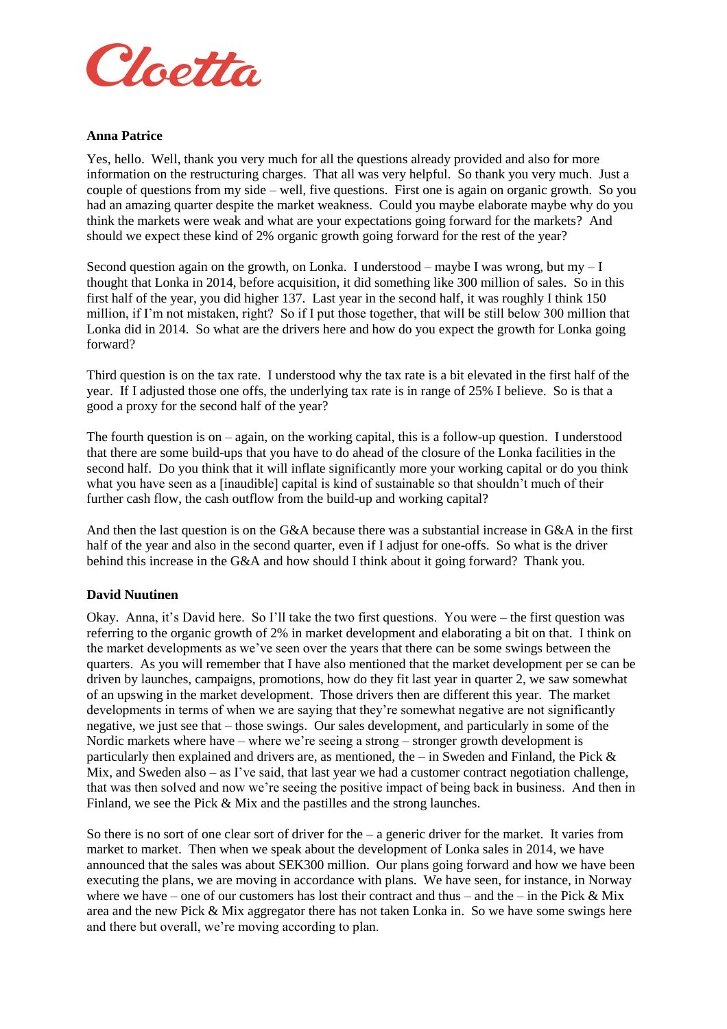**Anna Patrice**

Yes, hello. Well, thank you very much for all the questions already provided and also for more information on the restructuring charges. That all was very helpful. So thank you very much. Just a couple of questions from my side – well, five questions. First one is again on organic growth. So you had an amazing quarter despite the market weakness. Could you maybe elaborate maybe why do you think the markets were weak and what are your expectations going forward for the markets? And should we expect these kind of 2% organic growth going forward for the rest of the year?

Second question again on the growth, on Lonka. I understood – maybe I was wrong, but my – I thought that Lonka in 2014, before acquisition, it did something like 300 million of sales. So in this first half of the year, you did higher 137. Last year in the second half, it was roughly I think 150 million, if I'm not mistaken, right? So if I put those together, that will be still below 300 million that Lonka did in 2014. So what are the drivers here and how do you expect the growth for Lonka going forward?

Third question is on the tax rate. I understood why the tax rate is a bit elevated in the first half of the year. If I adjusted those one offs, the underlying tax rate is in range of 25% I believe. So is that a good a proxy for the second half of the year?

The fourth question is on – again, on the working capital, this is a follow-up question. I understood that there are some build-ups that you have to do ahead of the closure of the Lonka facilities in the second half. Do you think that it will inflate significantly more your working capital or do you think what you have seen as a [inaudible] capital is kind of sustainable so that shouldn't much of their further cash flow, the cash outflow from the build-up and working capital?

And then the last question is on the G&A because there was a substantial increase in G&A in the first half of the year and also in the second quarter, even if I adjust for one-offs. So what is the driver behind this increase in the G&A and how should I think about it going forward? Thank you.

**David Nuutinen**

Okay. Anna, it's David here. So I'll take the two first questions. You were – the first question was referring to the organic growth of 2% in market development and elaborating a bit on that. I think on the market developments as we've seen over the years that there can be some swings between the quarters. As you will remember that I have also mentioned that the market development per se can be driven by launches, campaigns, promotions, how do they fit last year in quarter 2, we saw somewhat of an upswing in the market development. Those drivers then are different this year. The market developments in terms of when we are saying that they're somewhat negative are not significantly negative, we just see that – those swings. Our sales development, and particularly in some of the Nordic markets where have – where we're seeing a strong – stronger growth development is particularly then explained and drivers are, as mentioned, the – in Sweden and Finland, the Pick & Mix, and Sweden also – as I've said, that last year we had a customer contract negotiation challenge, that was then solved and now we're seeing the positive impact of being back in business. And then in Finland, we see the Pick & Mix and the pastilles and the strong launches.

So there is no sort of one clear sort of driver for the – a generic driver for the market. It varies from market to market. Then when we speak about the development of Lonka sales in 2014, we have announced that the sales was about SEK300 million. Our plans going forward and how we have been executing the plans, we are moving in accordance with plans. We have seen, for instance, in Norway where we have – one of our customers has lost their contract and thus – and the – in the Pick & Mix area and the new Pick & Mix aggregator there has not taken Lonka in. So we have some swings here and there but overall, we're moving according to plan.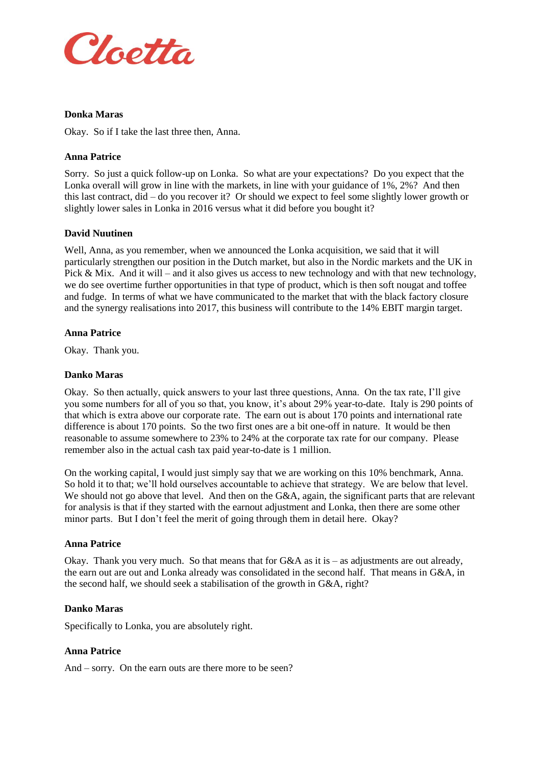**Donka Maras**

Okay. So if I take the last three then, Anna.

**Anna Patrice**

Sorry. So just a quick follow-up on Lonka. So what are your expectations? Do you expect that the Lonka overall will grow in line with the markets, in line with your guidance of 1%, 2%? And then this last contract, did – do you recover it? Or should we expect to feel some slightly lower growth or slightly lower sales in Lonka in 2016 versus what it did before you bought it?

**David Nuutinen**

Well, Anna, as you remember, when we announced the Lonka acquisition, we said that it will particularly strengthen our position in the Dutch market, but also in the Nordic markets and the UK in Pick & Mix. And it will – and it also gives us access to new technology and with that new technology, we do see overtime further opportunities in that type of product, which is then soft nougat and toffee and fudge. In terms of what we have communicated to the market that with the black factory closure and the synergy realisations into 2017, this business will contribute to the 14% EBIT margin target.

**Anna Patrice**

Okay. Thank you.

**Danko Maras**

Okay. So then actually, quick answers to your last three questions, Anna. On the tax rate, I'll give you some numbers for all of you so that, you know, it's about 29% year-to-date. Italy is 290 points of that which is extra above our corporate rate. The earn out is about 170 points and international rate difference is about 170 points. So the two first ones are a bit one-off in nature. It would be then reasonable to assume somewhere to 23% to 24% at the corporate tax rate for our company. Please remember also in the actual cash tax paid year-to-date is 1 million.

On the working capital, I would just simply say that we are working on this 10% benchmark, Anna. So hold it to that; we'll hold ourselves accountable to achieve that strategy. We are below that level. We should not go above that level. And then on the G&A, again, the significant parts that are relevant for analysis is that if they started with the earnout adjustment and Lonka, then there are some other minor parts. But I don't feel the merit of going through them in detail here. Okay?

**Anna Patrice**

Okay. Thank you very much. So that means that for G&A as it is – as adjustments are out already, the earn out are out and Lonka already was consolidated in the second half. That means in G&A, in the second half, we should seek a stabilisation of the growth in G&A, right?

**Danko Maras**

Specifically to Lonka, you are absolutely right.

**Anna Patrice**

And – sorry. On the earn outs are there more to be seen?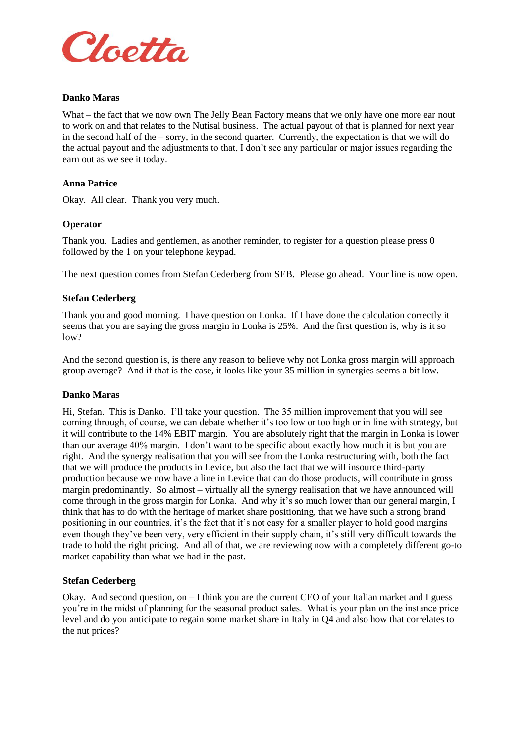**Danko Maras**

What – the fact that we now own The Jelly Bean Factory means that we only have one more ear nout to work on and that relates to the Nutisal business. The actual payout of that is planned for next year in the second half of the – sorry, in the second quarter. Currently, the expectation is that we will do the actual payout and the adjustments to that, I don't see any particular or major issues regarding the earn out as we see it today.

**Anna Patrice**

Okay. All clear. Thank you very much.

**Operator**

Thank you. Ladies and gentlemen, as another reminder, to register for a question please press 0 followed by the 1 on your telephone keypad.

The next question comes from Stefan Cederberg from SEB. Please go ahead. Your line is now open.

**Stefan Cederberg**

Thank you and good morning. I have question on Lonka. If I have done the calculation correctly it seems that you are saying the gross margin in Lonka is 25%. And the first question is, why is it so low?

And the second question is, is there any reason to believe why not Lonka gross margin will approach group average? And if that is the case, it looks like your 35 million in synergies seems a bit low.

**Danko Maras**

Hi, Stefan. This is Danko. I'll take your question. The 35 million improvement that you will see coming through, of course, we can debate whether it's too low or too high or in line with strategy, but it will contribute to the 14% EBIT margin. You are absolutely right that the margin in Lonka is lower than our average 40% margin. I don't want to be specific about exactly how much it is but you are right. And the synergy realisation that you will see from the Lonka restructuring with, both the fact that we will produce the products in Levice, but also the fact that we will insource third-party production because we now have a line in Levice that can do those products, will contribute in gross margin predominantly. So almost – virtually all the synergy realisation that we have announced will come through in the gross margin for Lonka. And why it's so much lower than our general margin, I think that has to do with the heritage of market share positioning, that we have such a strong brand positioning in our countries, it's the fact that it's not easy for a smaller player to hold good margins even though they've been very, very efficient in their supply chain, it's still very difficult towards the trade to hold the right pricing. And all of that, we are reviewing now with a completely different go-to market capability than what we had in the past.

**Stefan Cederberg**

Okay. And second question, on – I think you are the current CEO of your Italian market and I guess you're in the midst of planning for the seasonal product sales. What is your plan on the instance price level and do you anticipate to regain some market share in Italy in Q4 and also how that correlates to the nut prices?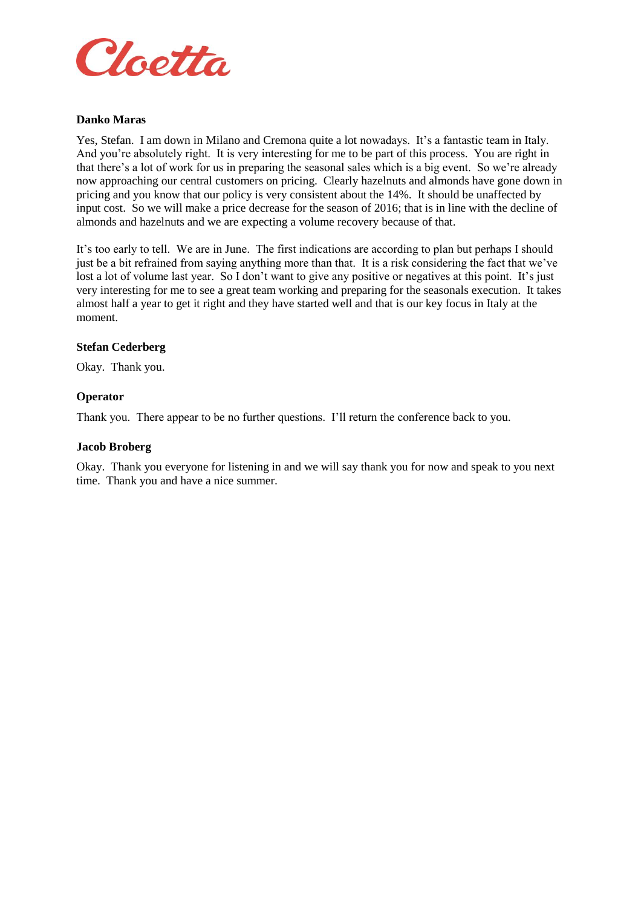**Danko Maras**

Yes, Stefan. I am down in Milano and Cremona quite a lot nowadays. It's a fantastic team in Italy. And you're absolutely right. It is very interesting for me to be part of this process. You are right in that there's a lot of work for us in preparing the seasonal sales which is a big event. So we're already now approaching our central customers on pricing. Clearly hazelnuts and almonds have gone down in pricing and you know that our policy is very consistent about the 14%. It should be unaffected by input cost. So we will make a price decrease for the season of 2016; that is in line with the decline of almonds and hazelnuts and we are expecting a volume recovery because of that.

It's too early to tell. We are in June. The first indications are according to plan but perhaps I should just be a bit refrained from saying anything more than that. It is a risk considering the fact that we've lost a lot of volume last year. So I don't want to give any positive or negatives at this point. It's just very interesting for me to see a great team working and preparing for the seasonals execution. It takes almost half a year to get it right and they have started well and that is our key focus in Italy at the moment.

**Stefan Cederberg**

Okay. Thank you.

**Operator**

Thank you. There appear to be no further questions. I'll return the conference back to you.

**Jacob Broberg**

Okay. Thank you everyone for listening in and we will say thank you for now and speak to you next time. Thank you and have a nice summer.